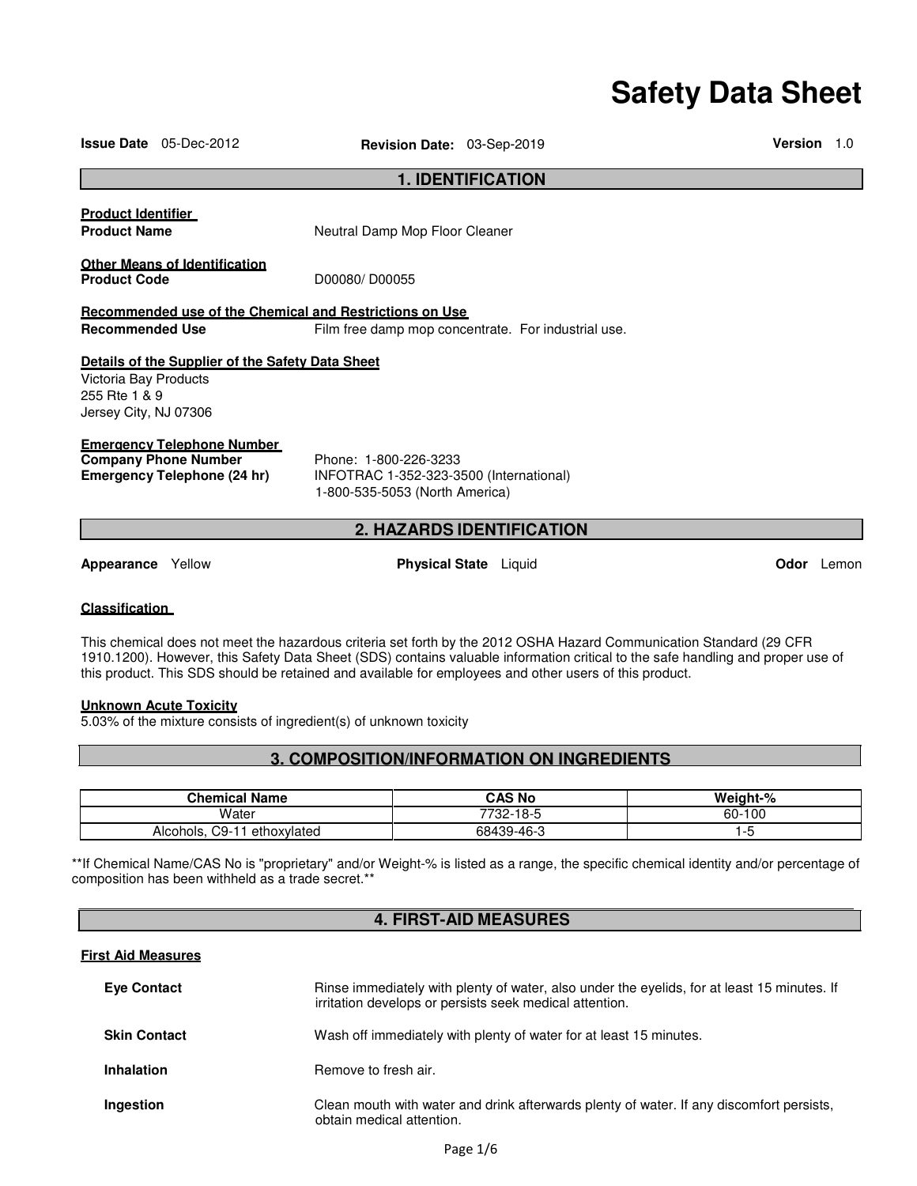# Safety Data Sheet

**Issue Date** 05-Dec-2012 **Revision Date:** 03-Sep-2019 **Version** 1.0

## 1. IDENTIFICATION

**Product Identifier**

**Product Name** Neutral Damp Mop Floor Cleaner

**Other Means of Identification**

**Product Code** D00080/ D00055

**Recommended use of the Chemical and Restrictions on Use**

**Recommended Use** Film free damp mop concentrate. For industrial use.

**Details of the Supplier of the Safety Data Sheet**

Victoria Bay Products
255 Rte 1 & 9
Jersey City, NJ 07306

**Emergency Telephone Number**

**Company Phone Number** Phone: 1-800-226-3233

**Emergency Telephone (24 hr)** INFOTRAC 1-352-323-3500 (International)
1-800-535-5053 (North America)

## 2. HAZARDS IDENTIFICATION

**Appearance** Yellow **Physical State** Liquid **Odor** Lemon

**Classification**

This chemical does not meet the hazardous criteria set forth by the 2012 OSHA Hazard Communication Standard (29 CFR 1910.1200). However, this Safety Data Sheet (SDS) contains valuable information critical to the safe handling and proper use of this product. This SDS should be retained and available for employees and other users of this product.

**Unknown Acute Toxicity**

5.03% of the mixture consists of ingredient(s) of unknown toxicity

## 3. COMPOSITION/INFORMATION ON INGREDIENTS

| Chemical Name | CAS No | Weight-% |
|---|---|---|
| Water | 7732-18-5 | 60-100 |
| Alcohols, C9-11 ethoxylated | 68439-46-3 | 1-5 |

**If Chemical Name/CAS No is "proprietary" and/or Weight-% is listed as a range, the specific chemical identity and/or percentage of composition has been withheld as a trade secret.**

## 4. FIRST-AID MEASURES

**First Aid Measures**

**Eye Contact** Rinse immediately with plenty of water, also under the eyelids, for at least 15 minutes. If irritation develops or persists seek medical attention.

**Skin Contact** Wash off immediately with plenty of water for at least 15 minutes.

**Inhalation** Remove to fresh air.

**Ingestion** Clean mouth with water and drink afterwards plenty of water. If any discomfort persists, obtain medical attention.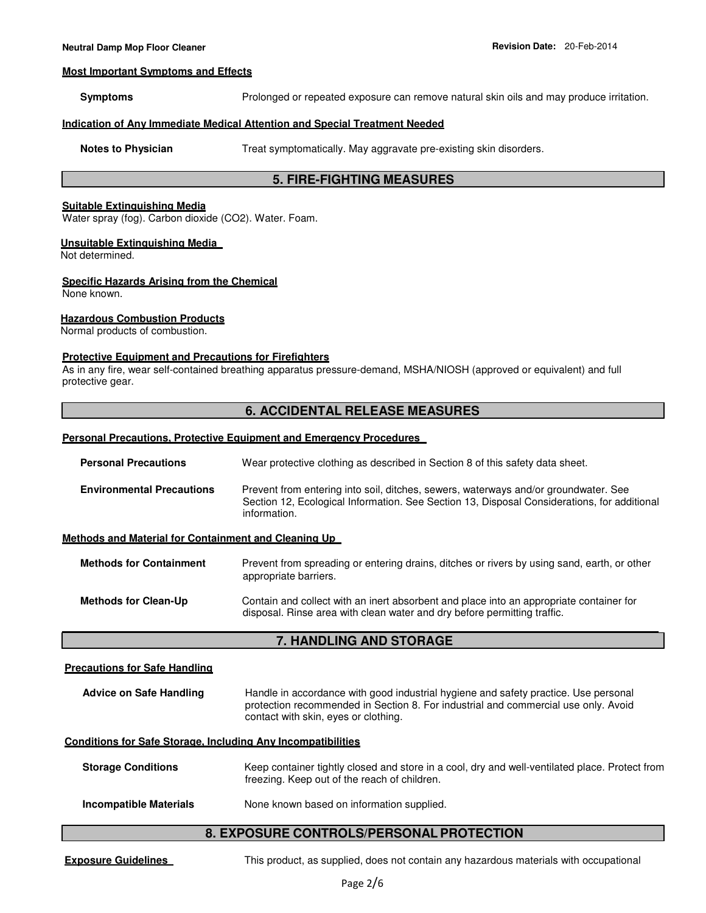#### Most Important Symptoms and Effects

**Symptoms** Prolonged or repeated exposure can remove natural skin oils and may produce irritation.

#### Indication of Any Immediate Medical Attention and Special Treatment Needed

**Notes to Physician** Treat symptomatically. May aggravate pre-existing skin disorders.

## 5. FIRE-FIGHTING MEASURES

#### Suitable Extinguishing Media

Water spray (fog). Carbon dioxide ($CO_2$). Water. Foam.

#### Unsuitable Extinguishing Media

Not determined.

#### Specific Hazards Arising from the Chemical

None known.

#### Hazardous Combustion Products

Normal products of combustion.

#### Protective Equipment and Precautions for Firefighters

As in any fire, wear self-contained breathing apparatus pressure-demand, MSHA/NIOSH (approved or equivalent) and full protective gear.

## 6. ACCIDENTAL RELEASE MEASURES

#### Personal Precautions, Protective Equipment and Emergency Procedures

**Personal Precautions** Wear protective clothing as described in Section 8 of this safety data sheet.

**Environmental Precautions** Prevent from entering into soil, ditches, sewers, waterways and/or groundwater. See Section 12, Ecological Information. See Section 13, Disposal Considerations, for additional information.

#### Methods and Material for Containment and Cleaning Up

**Methods for Containment** Prevent from spreading or entering drains, ditches or rivers by using sand, earth, or other appropriate barriers.

**Methods for Clean-Up** Contain and collect with an inert absorbent and place into an appropriate container for disposal. Rinse area with clean water and dry before permitting traffic.

## 7. HANDLING AND STORAGE

#### Precautions for Safe Handling

**Advice on Safe Handling** Handle in accordance with good industrial hygiene and safety practice. Use personal protection recommended in Section 8. For industrial and commercial use only. Avoid contact with skin, eyes or clothing.

#### Conditions for Safe Storage, Including Any Incompatibilities

**Storage Conditions** Keep container tightly closed and store in a cool, dry and well-ventilated place. Protect from freezing. Keep out of the reach of children.

**Incompatible Materials** None known based on information supplied.

## 8. EXPOSURE CONTROLS/PERSONAL PROTECTION

**Exposure Guidelines** This product, as supplied, does not contain any hazardous materials with occupational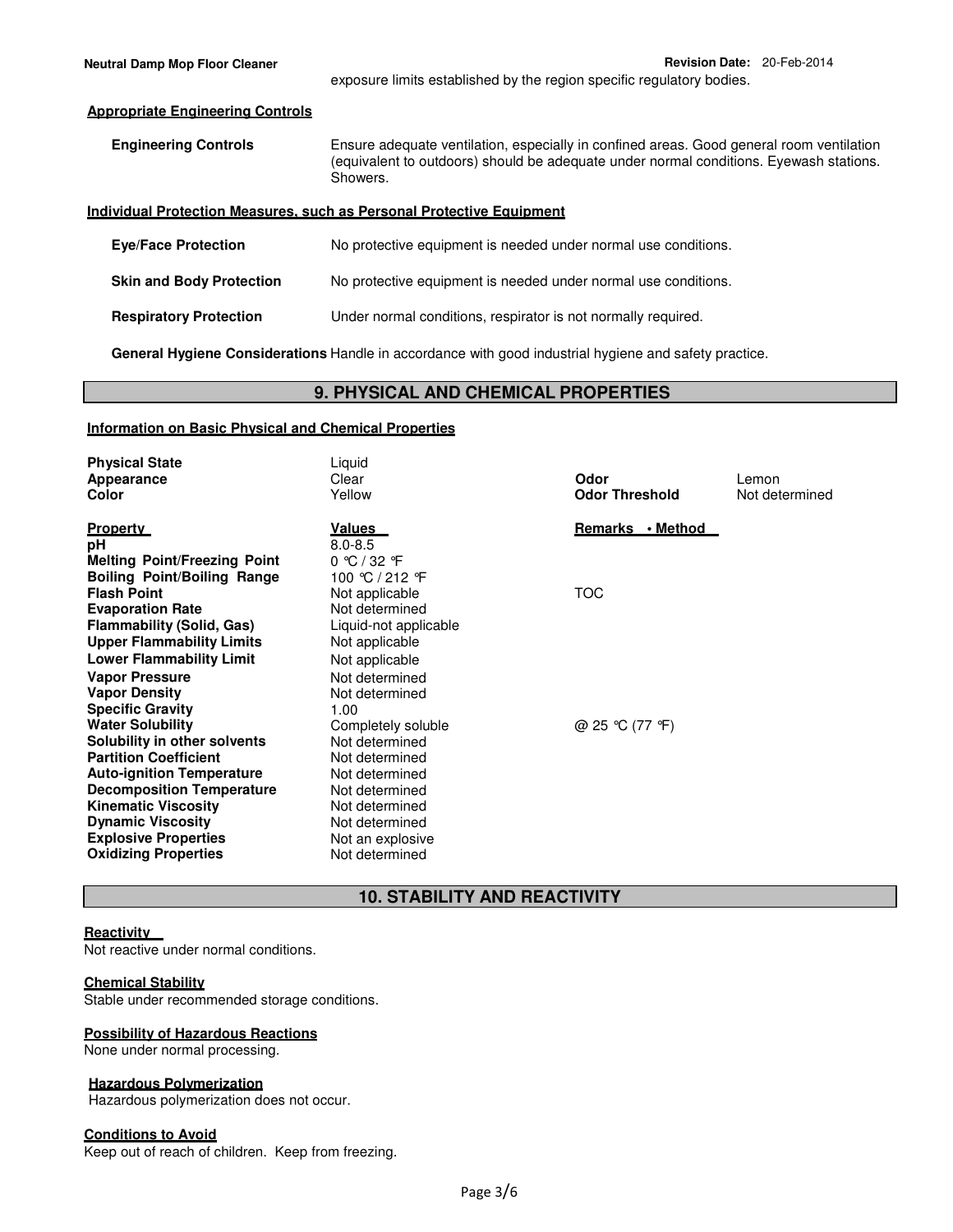exposure limits established by the region specific regulatory bodies.

**Appropriate Engineering Controls**

**Engineering Controls** Ensure adequate ventilation, especially in confined areas. Good general room ventilation (equivalent to outdoors) should be adequate under normal conditions. Eyewash stations. Showers.

**Individual Protection Measures, such as Personal Protective Equipment**

**Eye/Face Protection** No protective equipment is needed under normal use conditions.

**Skin and Body Protection** No protective equipment is needed under normal use conditions.

**Respiratory Protection** Under normal conditions, respirator is not normally required.

**General Hygiene Considerations** Handle in accordance with good industrial hygiene and safety practice.

## 9. PHYSICAL AND CHEMICAL PROPERTIES

**Information on Basic Physical and Chemical Properties**

| | | | |
|---|---|---|---|
| **Physical State** | Liquid | | |
| **Appearance** | Clear | **Odor** | Lemon |
| **Color** | Yellow | **Odor Threshold** | Not determined |

| **Property** | **Values** | **Remarks • Method** |
|---|---|---|
| **pH** | 8.0-8.5 | |
| **Melting Point/Freezing Point** | 0 °C / 32 °F | |
| **Boiling Point/Boiling Range** | 100 °C / 212 °F | |
| **Flash Point** | Not applicable | TOC |
| **Evaporation Rate** | Not determined | |
| **Flammability (Solid, Gas)** | Liquid-not applicable | |
| **Upper Flammability Limits** | Not applicable | |
| **Lower Flammability Limit** | Not applicable | |
| **Vapor Pressure** | Not determined | |
| **Vapor Density** | Not determined | |
| **Specific Gravity** | 1.00 | |
| **Water Solubility** | Completely soluble | @ 25 °C (77 °F) |
| **Solubility in other solvents** | Not determined | |
| **Partition Coefficient** | Not determined | |
| **Auto-ignition Temperature** | Not determined | |
| **Decomposition Temperature** | Not determined | |
| **Kinematic Viscosity** | Not determined | |
| **Dynamic Viscosity** | Not determined | |
| **Explosive Properties** | Not an explosive | |
| **Oxidizing Properties** | Not determined | |

## 10. STABILITY AND REACTIVITY

**Reactivity**

Not reactive under normal conditions.

**Chemical Stability**

Stable under recommended storage conditions.

**Possibility of Hazardous Reactions**

None under normal processing.

**Hazardous Polymerization**

Hazardous polymerization does not occur.

**Conditions to Avoid**

Keep out of reach of children. Keep from freezing.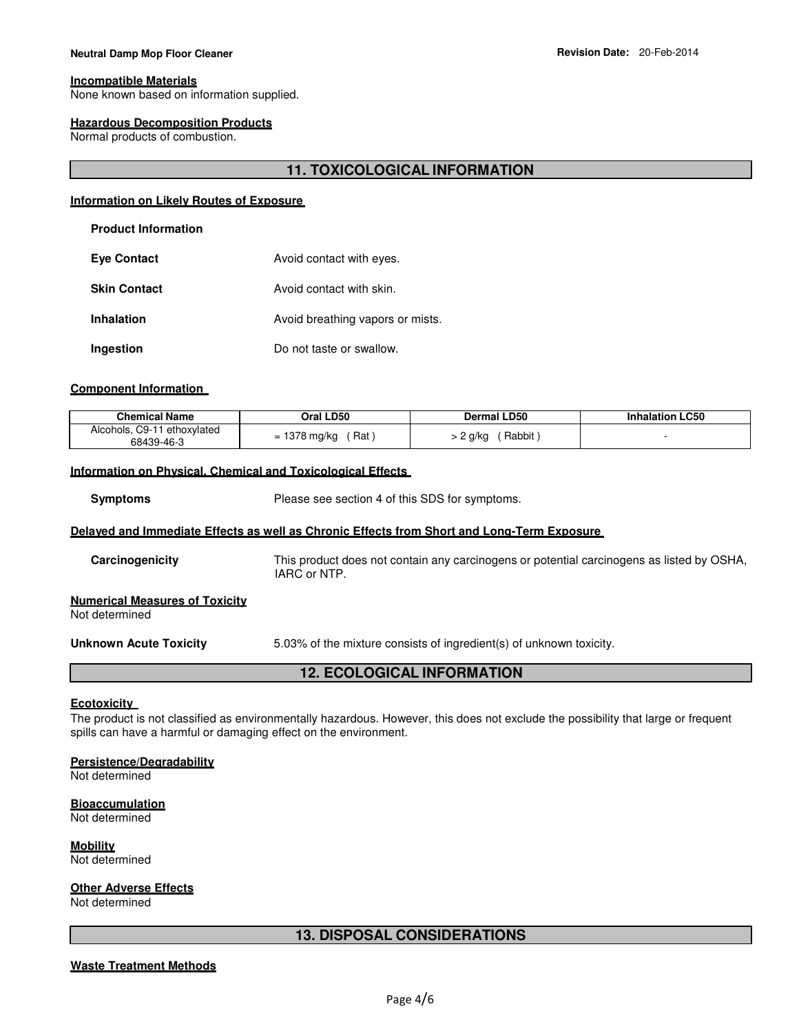#### Incompatible Materials
None known based on information supplied.

#### Hazardous Decomposition Products
Normal products of combustion.

## 11. TOXICOLOGICAL INFORMATION

### Information on Likely Routes of Exposure

**Product Information**

**Eye Contact** Avoid contact with eyes.

**Skin Contact** Avoid contact with skin.

**Inhalation** Avoid breathing vapors or mists.

**Ingestion** Do not taste or swallow.

### Component Information

| Chemical Name | Oral LD50 | Dermal LD50 | Inhalation LC50 |
|---|---|---|---|
| Alcohols, C9-11 ethoxylated 68439-46-3 | = 1378 mg/kg ( Rat ) | > 2 g/kg ( Rabbit ) | - |

### Information on Physical, Chemical and Toxicological Effects

**Symptoms** Please see section 4 of this SDS for symptoms.

### Delayed and Immediate Effects as well as Chronic Effects from Short and Long-Term Exposure

**Carcinogenicity** This product does not contain any carcinogens or potential carcinogens as listed by OSHA, IARC or NTP.

#### Numerical Measures of Toxicity
Not determined

**Unknown Acute Toxicity** 5.03% of the mixture consists of ingredient(s) of unknown toxicity.

## 12. ECOLOGICAL INFORMATION

#### Ecotoxicity
The product is not classified as environmentally hazardous. However, this does not exclude the possibility that large or frequent spills can have a harmful or damaging effect on the environment.

#### Persistence/Degradability
Not determined

#### Bioaccumulation
Not determined

#### Mobility
Not determined

#### Other Adverse Effects
Not determined

## 13. DISPOSAL CONSIDERATIONS

#### Waste Treatment Methods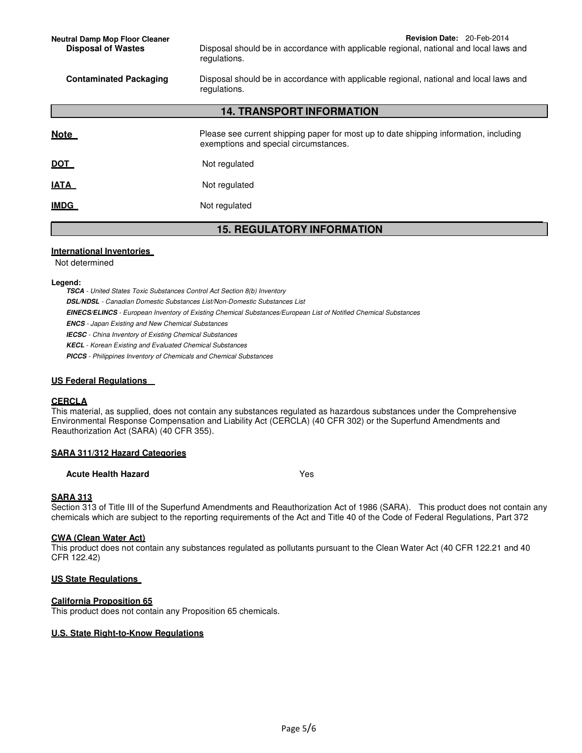| | |
|---|---|
| **Disposal of Wastes** | Disposal should be in accordance with applicable regional, national and local laws and regulations. |
| **Contaminated Packaging** | Disposal should be in accordance with applicable regional, national and local laws and regulations. |

## 14. TRANSPORT INFORMATION

| | |
|---|---|
| **Note** | Please see current shipping paper for most up to date shipping information, including exemptions and special circumstances. |
| **DOT** | Not regulated |
| **IATA** | Not regulated |
| **IMDG** | Not regulated |

## 15. REGULATORY INFORMATION

**International Inventories**

Not determined

**Legend:**

***TSCA*** *- United States Toxic Substances Control Act Section 8(b) Inventory*

***DSL/NDSL*** *- Canadian Domestic Substances List/Non-Domestic Substances List*

***EINECS/ELINCS*** *- European Inventory of Existing Chemical Substances/European List of Notified Chemical Substances*

***ENCS*** *- Japan Existing and New Chemical Substances*

***IECSC*** *- China Inventory of Existing Chemical Substances*

***KECL*** *- Korean Existing and Evaluated Chemical Substances*

***PICCS*** *- Philippines Inventory of Chemicals and Chemical Substances*

**US Federal Regulations**

**CERCLA**

This material, as supplied, does not contain any substances regulated as hazardous substances under the Comprehensive Environmental Response Compensation and Liability Act (CERCLA) (40 CFR 302) or the Superfund Amendments and Reauthorization Act (SARA) (40 CFR 355).

**SARA 311/312 Hazard Categories**

| | |
|---|---|
| **Acute Health Hazard** | Yes |

**SARA 313**

Section 313 of Title III of the Superfund Amendments and Reauthorization Act of 1986 (SARA). This product does not contain any chemicals which are subject to the reporting requirements of the Act and Title 40 of the Code of Federal Regulations, Part 372

**CWA (Clean Water Act)**

This product does not contain any substances regulated as pollutants pursuant to the Clean Water Act (40 CFR 122.21 and 40 CFR 122.42)

**US State Regulations**

**California Proposition 65**

This product does not contain any Proposition 65 chemicals.

**U.S. State Right-to-Know Regulations**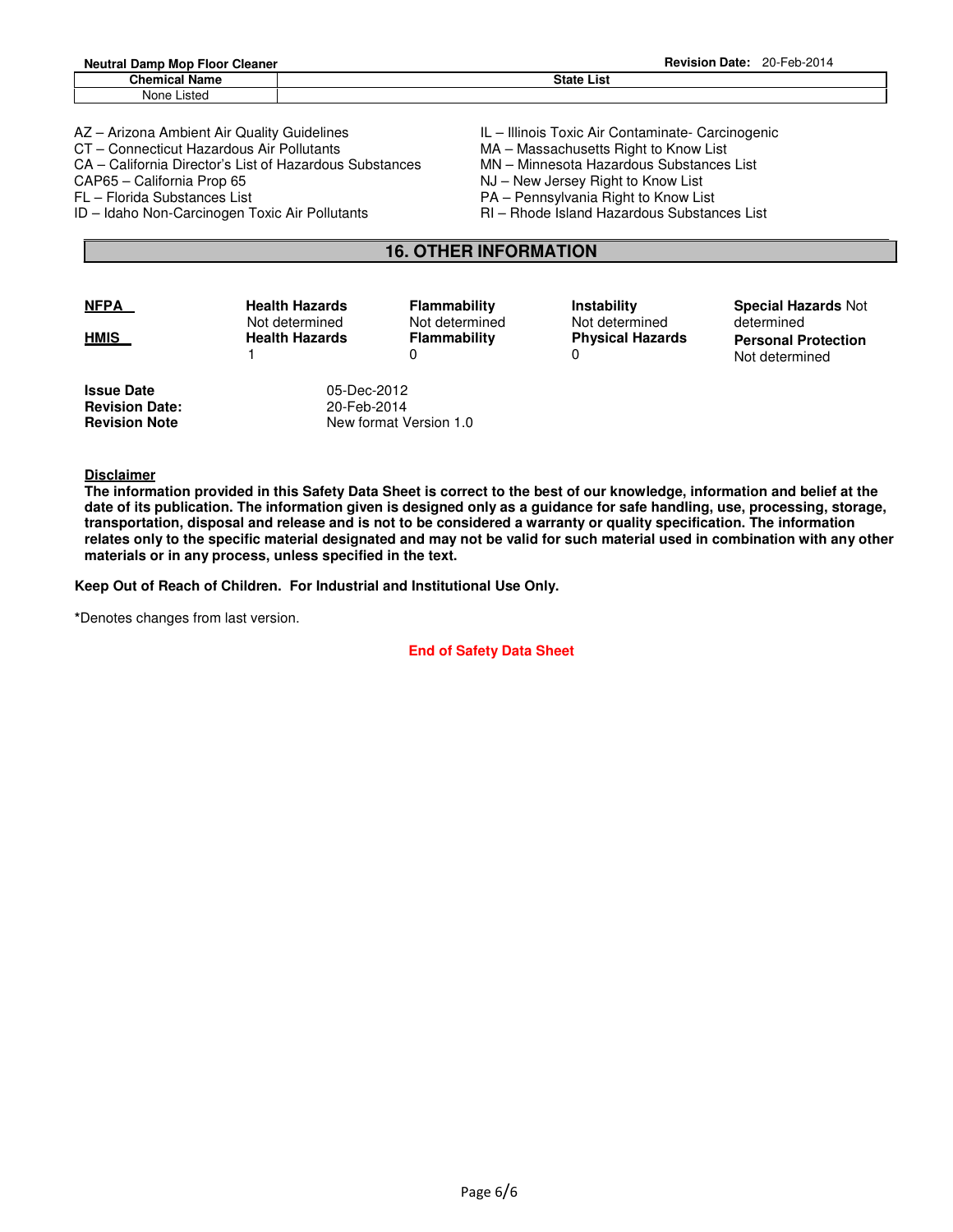| Chemical Name | State List |
|---|---|
| None Listed | |

AZ – Arizona Ambient Air Quality Guidelines
CT – Connecticut Hazardous Air Pollutants
CA – California Director's List of Hazardous Substances
CAP65 – California Prop 65
FL – Florida Substances List
ID – Idaho Non-Carcinogen Toxic Air Pollutants
IL – Illinois Toxic Air Contaminate- Carcinogenic
MA – Massachusetts Right to Know List
MN – Minnesota Hazardous Substances List
NJ – New Jersey Right to Know List
PA – Pennsylvania Right to Know List
RI – Rhode Island Hazardous Substances List

## 16. OTHER INFORMATION

| | | | | |
|---|---|---|---|---|
| **NFPA** | **Health Hazards** Not determined | **Flammability** Not determined | **Instability** Not determined | **Special Hazards** Not determined |
| **HMIS** | **Health Hazards** 1 | **Flammability** 0 | **Physical Hazards** 0 | **Personal Protection** Not determined |

**Issue Date** 05-Dec-2012
**Revision Date:** 20-Feb-2014
**Revision Note** New format Version 1.0

**Disclaimer**

**The information provided in this Safety Data Sheet is correct to the best of our knowledge, information and belief at the date of its publication. The information given is designed only as a guidance for safe handling, use, processing, storage, transportation, disposal and release and is not to be considered a warranty or quality specification. The information relates only to the specific material designated and may not be valid for such material used in combination with any other materials or in any process, unless specified in the text.**

**Keep Out of Reach of Children. For Industrial and Institutional Use Only.**

**\***Denotes changes from last version.

**End of Safety Data Sheet**